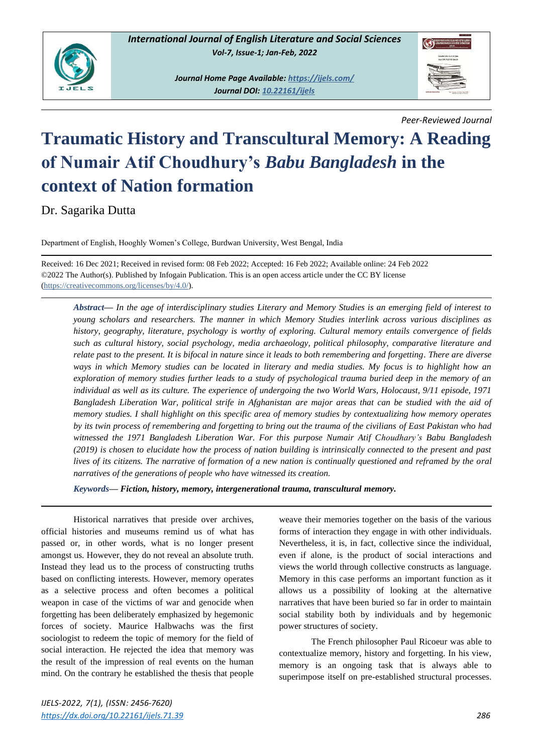# Traumatic History and Transcultural Memory: A Reading of Numair Atif Choudhury's *Babu Bangladesh* in the context of Nation formation

Dr. Sagarika Dutta

Department of English, Hooghly Women's College, Burdwan University, West Bengal, India

Received: 16 Dec 2021; Received in revised form: 08 Feb 2022; Accepted: 16 Feb 2022; Available online: 24 Feb 2022
©2022 The Author(s). Published by Infogain Publication. This is an open access article under the CC BY license (https://creativecommons.org/licenses/by/4.0/).

***Abstract***— *In the age of interdisciplinary studies Literary and Memory Studies is an emerging field of interest to young scholars and researchers. The manner in which Memory Studies interlink across various disciplines as history, geography, literature, psychology is worthy of exploring. Cultural memory entails convergence of fields such as cultural history, social psychology, media archaeology, political philosophy, comparative literature and relate past to the present. It is bifocal in nature since it leads to both remembering and forgetting. There are diverse ways in which Memory studies can be located in literary and media studies. My focus is to highlight how an exploration of memory studies further leads to a study of psychological trauma buried deep in the memory of an individual as well as its culture. The experience of undergoing the two World Wars, Holocaust, 9/11 episode, 1971 Bangladesh Liberation War, political strife in Afghanistan are major areas that can be studied with the aid of memory studies. I shall highlight on this specific area of memory studies by contextualizing how memory operates by its twin process of remembering and forgetting to bring out the trauma of the civilians of East Pakistan who had witnessed the 1971 Bangladesh Liberation War. For this purpose Numair Atif Choudhary's Babu Bangladesh (2019) is chosen to elucidate how the process of nation building is intrinsically connected to the present and past lives of its citizens. The narrative of formation of a new nation is continually questioned and reframed by the oral narratives of the generations of people who have witnessed its creation.*

***Keywords***— ***Fiction, history, memory, intergenerational trauma, transcultural memory.***

Historical narratives that preside over archives, official histories and museums remind us of what has passed or, in other words, what is no longer present amongst us. However, they do not reveal an absolute truth. Instead they lead us to the process of constructing truths based on conflicting interests. However, memory operates as a selective process and often becomes a political weapon in case of the victims of war and genocide when forgetting has been deliberately emphasized by hegemonic forces of society. Maurice Halbwachs was the first sociologist to redeem the topic of memory for the field of social interaction. He rejected the idea that memory was the result of the impression of real events on the human mind. On the contrary he established the thesis that people weave their memories together on the basis of the various forms of interaction they engage in with other individuals. Nevertheless, it is, in fact, collective since the individual, even if alone, is the product of social interactions and views the world through collective constructs as language. Memory in this case performs an important function as it allows us a possibility of looking at the alternative narratives that have been buried so far in order to maintain social stability both by individuals and by hegemonic power structures of society.

The French philosopher Paul Ricoeur was able to contextualize memory, history and forgetting. In his view, memory is an ongoing task that is always able to superimpose itself on pre-established structural processes.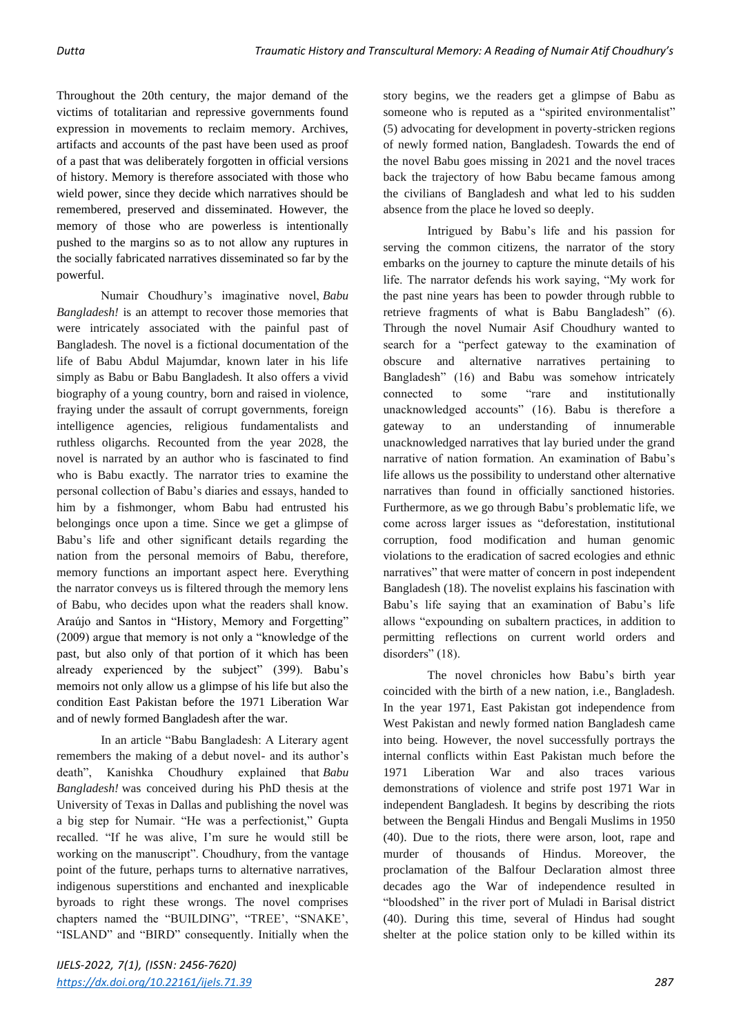Throughout the 20th century, the major demand of the victims of totalitarian and repressive governments found expression in movements to reclaim memory. Archives, artifacts and accounts of the past have been used as proof of a past that was deliberately forgotten in official versions of history. Memory is therefore associated with those who wield power, since they decide which narratives should be remembered, preserved and disseminated. However, the memory of those who are powerless is intentionally pushed to the margins so as to not allow any ruptures in the socially fabricated narratives disseminated so far by the powerful.

Numair Choudhury's imaginative novel, *Babu Bangladesh!* is an attempt to recover those memories that were intricately associated with the painful past of Bangladesh. The novel is a fictional documentation of the life of Babu Abdul Majumdar, known later in his life simply as Babu or Babu Bangladesh. It also offers a vivid biography of a young country, born and raised in violence, fraying under the assault of corrupt governments, foreign intelligence agencies, religious fundamentalists and ruthless oligarchs. Recounted from the year 2028, the novel is narrated by an author who is fascinated to find who is Babu exactly. The narrator tries to examine the personal collection of Babu's diaries and essays, handed to him by a fishmonger, whom Babu had entrusted his belongings once upon a time. Since we get a glimpse of Babu's life and other significant details regarding the nation from the personal memoirs of Babu, therefore, memory functions an important aspect here. Everything the narrator conveys us is filtered through the memory lens of Babu, who decides upon what the readers shall know. Araújo and Santos in "History, Memory and Forgetting" (2009) argue that memory is not only a "knowledge of the past, but also only of that portion of it which has been already experienced by the subject" (399). Babu's memoirs not only allow us a glimpse of his life but also the condition East Pakistan before the 1971 Liberation War and of newly formed Bangladesh after the war.

In an article "Babu Bangladesh: A Literary agent remembers the making of a debut novel- and its author's death", Kanishka Choudhury explained that *Babu Bangladesh!* was conceived during his PhD thesis at the University of Texas in Dallas and publishing the novel was a big step for Numair. "He was a perfectionist," Gupta recalled. "If he was alive, I'm sure he would still be working on the manuscript". Choudhury, from the vantage point of the future, perhaps turns to alternative narratives, indigenous superstitions and enchanted and inexplicable byroads to right these wrongs. The novel comprises chapters named the "BUILDING", "TREE', "SNAKE', "ISLAND" and "BIRD" consequently. Initially when the story begins, we the readers get a glimpse of Babu as someone who is reputed as a "spirited environmentalist" (5) advocating for development in poverty-stricken regions of newly formed nation, Bangladesh. Towards the end of the novel Babu goes missing in 2021 and the novel traces back the trajectory of how Babu became famous among the civilians of Bangladesh and what led to his sudden absence from the place he loved so deeply.

Intrigued by Babu's life and his passion for serving the common citizens, the narrator of the story embarks on the journey to capture the minute details of his life. The narrator defends his work saying, "My work for the past nine years has been to powder through rubble to retrieve fragments of what is Babu Bangladesh" (6). Through the novel Numair Asif Choudhury wanted to search for a "perfect gateway to the examination of obscure and alternative narratives pertaining to Bangladesh" (16) and Babu was somehow intricately connected to some "rare and institutionally unacknowledged accounts" (16). Babu is therefore a gateway to an understanding of innumerable unacknowledged narratives that lay buried under the grand narrative of nation formation. An examination of Babu's life allows us the possibility to understand other alternative narratives than found in officially sanctioned histories. Furthermore, as we go through Babu's problematic life, we come across larger issues as "deforestation, institutional corruption, food modification and human genomic violations to the eradication of sacred ecologies and ethnic narratives" that were matter of concern in post independent Bangladesh (18). The novelist explains his fascination with Babu's life saying that an examination of Babu's life allows "expounding on subaltern practices, in addition to permitting reflections on current world orders and disorders" (18).

The novel chronicles how Babu's birth year coincided with the birth of a new nation, i.e., Bangladesh. In the year 1971, East Pakistan got independence from West Pakistan and newly formed nation Bangladesh came into being. However, the novel successfully portrays the internal conflicts within East Pakistan much before the 1971 Liberation War and also traces various demonstrations of violence and strife post 1971 War in independent Bangladesh. It begins by describing the riots between the Bengali Hindus and Bengali Muslims in 1950 (40). Due to the riots, there were arson, loot, rape and murder of thousands of Hindus. Moreover, the proclamation of the Balfour Declaration almost three decades ago the War of independence resulted in "bloodshed" in the river port of Muladi in Barisal district (40). During this time, several of Hindus had sought shelter at the police station only to be killed within its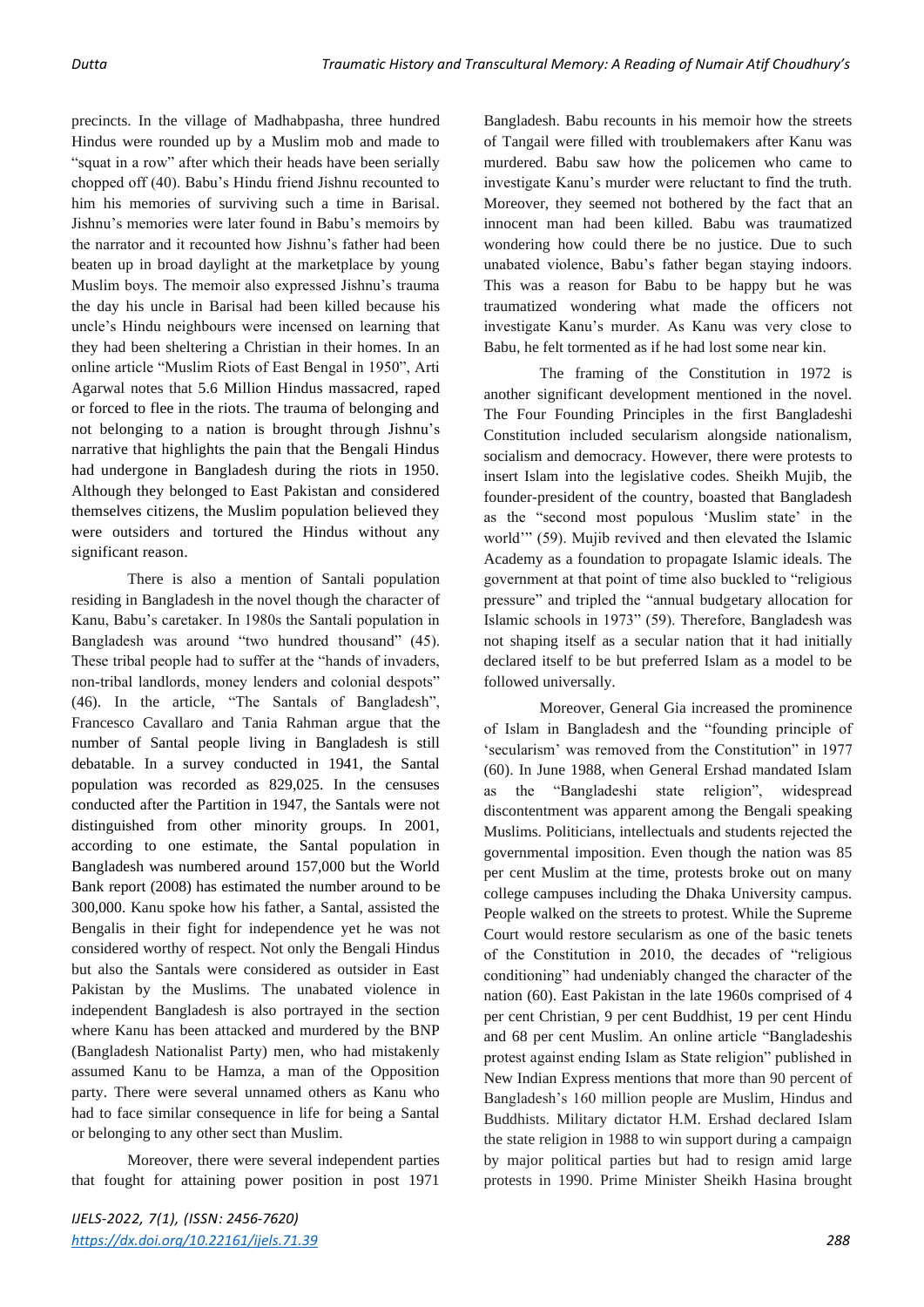precincts. In the village of Madhabpasha, three hundred Hindus were rounded up by a Muslim mob and made to "squat in a row" after which their heads have been serially chopped off (40). Babu's Hindu friend Jishnu recounted to him his memories of surviving such a time in Barisal. Jishnu's memories were later found in Babu's memoirs by the narrator and it recounted how Jishnu's father had been beaten up in broad daylight at the marketplace by young Muslim boys. The memoir also expressed Jishnu's trauma the day his uncle in Barisal had been killed because his uncle's Hindu neighbours were incensed on learning that they had been sheltering a Christian in their homes. In an online article "Muslim Riots of East Bengal in 1950", Arti Agarwal notes that 5.6 Million Hindus massacred, raped or forced to flee in the riots. The trauma of belonging and not belonging to a nation is brought through Jishnu's narrative that highlights the pain that the Bengali Hindus had undergone in Bangladesh during the riots in 1950. Although they belonged to East Pakistan and considered themselves citizens, the Muslim population believed they were outsiders and tortured the Hindus without any significant reason.

There is also a mention of Santali population residing in Bangladesh in the novel though the character of Kanu, Babu's caretaker. In 1980s the Santali population in Bangladesh was around "two hundred thousand" (45). These tribal people had to suffer at the "hands of invaders, non-tribal landlords, money lenders and colonial despots" (46). In the article, "The Santals of Bangladesh", Francesco Cavallaro and Tania Rahman argue that the number of Santal people living in Bangladesh is still debatable. In a survey conducted in 1941, the Santal population was recorded as 829,025. In the censuses conducted after the Partition in 1947, the Santals were not distinguished from other minority groups. In 2001, according to one estimate, the Santal population in Bangladesh was numbered around 157,000 but the World Bank report (2008) has estimated the number around to be 300,000. Kanu spoke how his father, a Santal, assisted the Bengalis in their fight for independence yet he was not considered worthy of respect. Not only the Bengali Hindus but also the Santals were considered as outsider in East Pakistan by the Muslims. The unabated violence in independent Bangladesh is also portrayed in the section where Kanu has been attacked and murdered by the BNP (Bangladesh Nationalist Party) men, who had mistakenly assumed Kanu to be Hamza, a man of the Opposition party. There were several unnamed others as Kanu who had to face similar consequence in life for being a Santal or belonging to any other sect than Muslim.

Moreover, there were several independent parties that fought for attaining power position in post 1971 Bangladesh. Babu recounts in his memoir how the streets of Tangail were filled with troublemakers after Kanu was murdered. Babu saw how the policemen who came to investigate Kanu's murder were reluctant to find the truth. Moreover, they seemed not bothered by the fact that an innocent man had been killed. Babu was traumatized wondering how could there be no justice. Due to such unabated violence, Babu's father began staying indoors. This was a reason for Babu to be happy but he was traumatized wondering what made the officers not investigate Kanu's murder. As Kanu was very close to Babu, he felt tormented as if he had lost some near kin.

The framing of the Constitution in 1972 is another significant development mentioned in the novel. The Four Founding Principles in the first Bangladeshi Constitution included secularism alongside nationalism, socialism and democracy. However, there were protests to insert Islam into the legislative codes. Sheikh Mujib, the founder-president of the country, boasted that Bangladesh as the "second most populous 'Muslim state' in the world'" (59). Mujib revived and then elevated the Islamic Academy as a foundation to propagate Islamic ideals. The government at that point of time also buckled to "religious pressure" and tripled the "annual budgetary allocation for Islamic schools in 1973" (59). Therefore, Bangladesh was not shaping itself as a secular nation that it had initially declared itself to be but preferred Islam as a model to be followed universally.

Moreover, General Gia increased the prominence of Islam in Bangladesh and the "founding principle of 'secularism' was removed from the Constitution" in 1977 (60). In June 1988, when General Ershad mandated Islam as the "Bangladeshi state religion", widespread discontentment was apparent among the Bengali speaking Muslims. Politicians, intellectuals and students rejected the governmental imposition. Even though the nation was 85 per cent Muslim at the time, protests broke out on many college campuses including the Dhaka University campus. People walked on the streets to protest. While the Supreme Court would restore secularism as one of the basic tenets of the Constitution in 2010, the decades of "religious conditioning" had undeniably changed the character of the nation (60). East Pakistan in the late 1960s comprised of 4 per cent Christian, 9 per cent Buddhist, 19 per cent Hindu and 68 per cent Muslim. An online article "Bangladeshis protest against ending Islam as State religion" published in New Indian Express mentions that more than 90 percent of Bangladesh's 160 million people are Muslim, Hindus and Buddhists. Military dictator H.M. Ershad declared Islam the state religion in 1988 to win support during a campaign by major political parties but had to resign amid large protests in 1990. Prime Minister Sheikh Hasina brought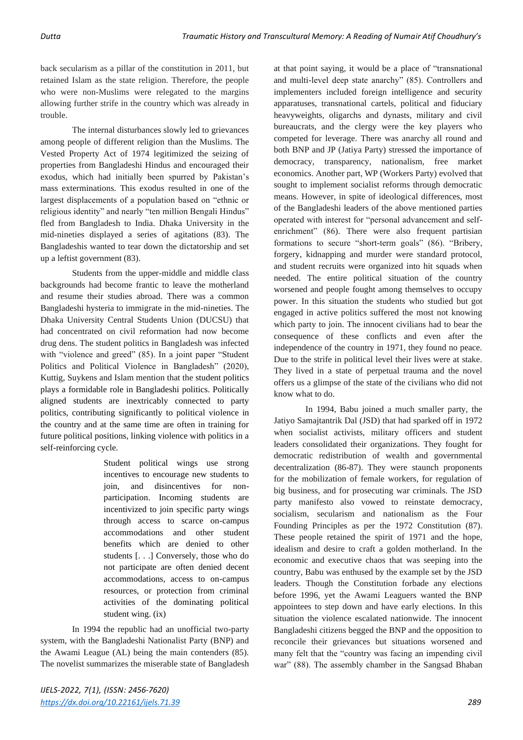back secularism as a pillar of the constitution in 2011, but retained Islam as the state religion. Therefore, the people who were non-Muslims were relegated to the margins allowing further strife in the country which was already in trouble.

The internal disturbances slowly led to grievances among people of different religion than the Muslims. The Vested Property Act of 1974 legitimized the seizing of properties from Bangladeshi Hindus and encouraged their exodus, which had initially been spurred by Pakistan's mass exterminations. This exodus resulted in one of the largest displacements of a population based on "ethnic or religious identity" and nearly "ten million Bengali Hindus" fled from Bangladesh to India. Dhaka University in the mid-nineties displayed a series of agitations (83). The Bangladeshis wanted to tear down the dictatorship and set up a leftist government (83).

Students from the upper-middle and middle class backgrounds had become frantic to leave the motherland and resume their studies abroad. There was a common Bangladeshi hysteria to immigrate in the mid-nineties. The Dhaka University Central Students Union (DUCSU) that had concentrated on civil reformation had now become drug dens. The student politics in Bangladesh was infected with "violence and greed" (85). In a joint paper "Student Politics and Political Violence in Bangladesh" (2020), Kuttig, Suykens and Islam mention that the student politics plays a formidable role in Bangladeshi politics. Politically aligned students are inextricably connected to party politics, contributing significantly to political violence in the country and at the same time are often in training for future political positions, linking violence with politics in a self-reinforcing cycle.

> Student political wings use strong incentives to encourage new students to join, and disincentives for non-participation. Incoming students are incentivized to join specific party wings through access to scarce on-campus accommodations and other student benefits which are denied to other students [. . .] Conversely, those who do not participate are often denied decent accommodations, access to on-campus resources, or protection from criminal activities of the dominating political student wing. (ix)

In 1994 the republic had an unofficial two-party system, with the Bangladeshi Nationalist Party (BNP) and the Awami League (AL) being the main contenders (85). The novelist summarizes the miserable state of Bangladesh at that point saying, it would be a place of "transnational and multi-level deep state anarchy" (85). Controllers and implementers included foreign intelligence and security apparatuses, transnational cartels, political and fiduciary heavyweights, oligarchs and dynasts, military and civil bureaucrats, and the clergy were the key players who competed for leverage. There was anarchy all round and both BNP and JP (Jatiya Party) stressed the importance of democracy, transparency, nationalism, free market economics. Another part, WP (Workers Party) evolved that sought to implement socialist reforms through democratic means. However, in spite of ideological differences, most of the Bangladeshi leaders of the above mentioned parties operated with interest for "personal advancement and self-enrichment" (86). There were also frequent partisian formations to secure "short-term goals" (86). "Bribery, forgery, kidnapping and murder were standard protocol, and student recruits were organized into hit squads when needed. The entire political situation of the country worsened and people fought among themselves to occupy power. In this situation the students who studied but got engaged in active politics suffered the most not knowing which party to join. The innocent civilians had to bear the consequence of these conflicts and even after the independence of the country in 1971, they found no peace. Due to the strife in political level their lives were at stake. They lived in a state of perpetual trauma and the novel offers us a glimpse of the state of the civilians who did not know what to do.

In 1994, Babu joined a much smaller party, the Jatiyo Samajtantrik Dal (JSD) that had sparked off in 1972 when socialist activists, military officers and student leaders consolidated their organizations. They fought for democratic redistribution of wealth and governmental decentralization (86-87). They were staunch proponents for the mobilization of female workers, for regulation of big business, and for prosecuting war criminals. The JSD party manifesto also vowed to reinstate democracy, socialism, secularism and nationalism as the Four Founding Principles as per the 1972 Constitution (87). These people retained the spirit of 1971 and the hope, idealism and desire to craft a golden motherland. In the economic and executive chaos that was seeping into the country, Babu was enthused by the example set by the JSD leaders. Though the Constitution forbade any elections before 1996, yet the Awami Leaguers wanted the BNP appointees to step down and have early elections. In this situation the violence escalated nationwide. The innocent Bangladeshi citizens begged the BNP and the opposition to reconcile their grievances but situations worsened and many felt that the "country was facing an impending civil war" (88). The assembly chamber in the Sangsad Bhaban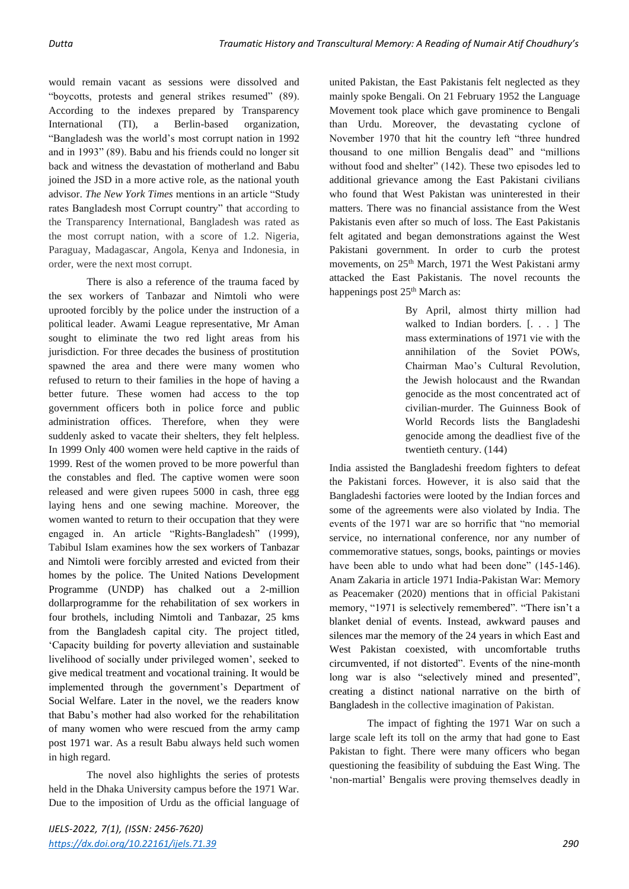would remain vacant as sessions were dissolved and "boycotts, protests and general strikes resumed" (89). According to the indexes prepared by Transparency International (TI), a Berlin-based organization, "Bangladesh was the world's most corrupt nation in 1992 and in 1993" (89). Babu and his friends could no longer sit back and witness the devastation of motherland and Babu joined the JSD in a more active role, as the national youth advisor. *The New York Times* mentions in an article "Study rates Bangladesh most Corrupt country" that according to the Transparency International, Bangladesh was rated as the most corrupt nation, with a score of 1.2. Nigeria, Paraguay, Madagascar, Angola, Kenya and Indonesia, in order, were the next most corrupt.

There is also a reference of the trauma faced by the sex workers of Tanbazar and Nimtoli who were uprooted forcibly by the police under the instruction of a political leader. Awami League representative, Mr Aman sought to eliminate the two red light areas from his jurisdiction. For three decades the business of prostitution spawned the area and there were many women who refused to return to their families in the hope of having a better future. These women had access to the top government officers both in police force and public administration offices. Therefore, when they were suddenly asked to vacate their shelters, they felt helpless. In 1999 Only 400 women were held captive in the raids of 1999. Rest of the women proved to be more powerful than the constables and fled. The captive women were soon released and were given rupees 5000 in cash, three egg laying hens and one sewing machine. Moreover, the women wanted to return to their occupation that they were engaged in. An article "Rights-Bangladesh" (1999), Tabibul Islam examines how the sex workers of Tanbazar and Nimtoli were forcibly arrested and evicted from their homes by the police. The United Nations Development Programme (UNDP) has chalked out a 2-million dollarprogramme for the rehabilitation of sex workers in four brothels, including Nimtoli and Tanbazar, 25 kms from the Bangladesh capital city. The project titled, 'Capacity building for poverty alleviation and sustainable livelihood of socially under privileged women', seeked to give medical treatment and vocational training. It would be implemented through the government's Department of Social Welfare. Later in the novel, we the readers know that Babu's mother had also worked for the rehabilitation of many women who were rescued from the army camp post 1971 war. As a result Babu always held such women in high regard.

The novel also highlights the series of protests held in the Dhaka University campus before the 1971 War. Due to the imposition of Urdu as the official language of united Pakistan, the East Pakistanis felt neglected as they mainly spoke Bengali. On 21 February 1952 the Language Movement took place which gave prominence to Bengali than Urdu. Moreover, the devastating cyclone of November 1970 that hit the country left "three hundred thousand to one million Bengalis dead" and "millions without food and shelter" (142). These two episodes led to additional grievance among the East Pakistani civilians who found that West Pakistan was uninterested in their matters. There was no financial assistance from the West Pakistanis even after so much of loss. The East Pakistanis felt agitated and began demonstrations against the West Pakistani government. In order to curb the protest movements, on 25th March, 1971 the West Pakistani army attacked the East Pakistanis. The novel recounts the happenings post 25th March as:

> By April, almost thirty million had walked to Indian borders. [. . . ] The mass exterminations of 1971 vie with the annihilation of the Soviet POWs, Chairman Mao's Cultural Revolution, the Jewish holocaust and the Rwandan genocide as the most concentrated act of civilian-murder. The Guinness Book of World Records lists the Bangladeshi genocide among the deadliest five of the twentieth century. (144)

India assisted the Bangladeshi freedom fighters to defeat the Pakistani forces. However, it is also said that the Bangladeshi factories were looted by the Indian forces and some of the agreements were also violated by India. The events of the 1971 war are so horrific that "no memorial service, no international conference, nor any number of commemorative statues, songs, books, paintings or movies have been able to undo what had been done" (145-146). Anam Zakaria in article 1971 India-Pakistan War: Memory as Peacemaker (2020) mentions that in official Pakistani memory, "1971 is selectively remembered". "There isn't a blanket denial of events. Instead, awkward pauses and silences mar the memory of the 24 years in which East and West Pakistan coexisted, with uncomfortable truths circumvented, if not distorted". Events of the nine-month long war is also "selectively mined and presented", creating a distinct national narrative on the birth of Bangladesh in the collective imagination of Pakistan.

The impact of fighting the 1971 War on such a large scale left its toll on the army that had gone to East Pakistan to fight. There were many officers who began questioning the feasibility of subduing the East Wing. The 'non-martial' Bengalis were proving themselves deadly in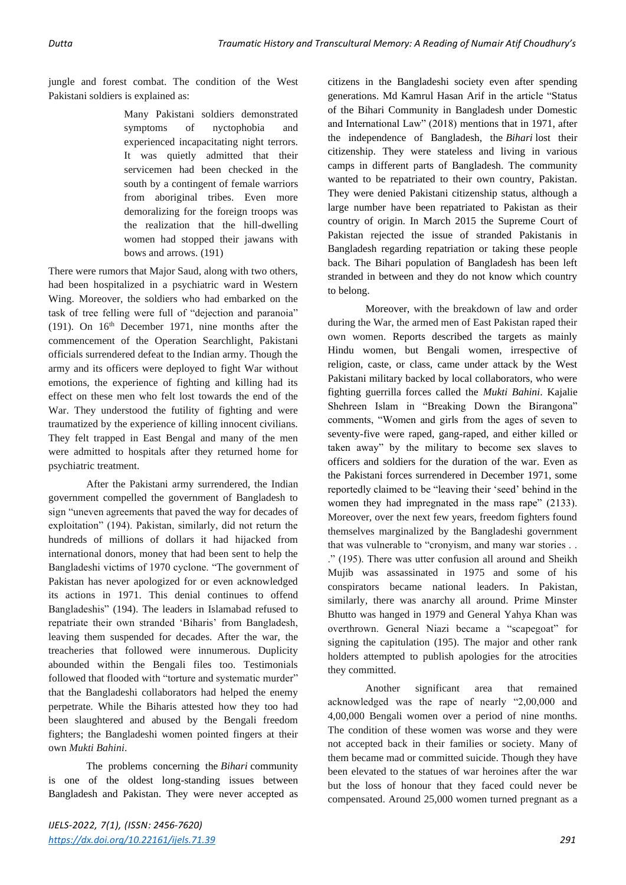jungle and forest combat. The condition of the West Pakistani soldiers is explained as:

> Many Pakistani soldiers demonstrated symptoms of nyctophobia and experienced incapacitating night terrors. It was quietly admitted that their servicemen had been checked in the south by a contingent of female warriors from aboriginal tribes. Even more demoralizing for the foreign troops was the realization that the hill-dwelling women had stopped their jawans with bows and arrows. (191)

There were rumors that Major Saud, along with two others, had been hospitalized in a psychiatric ward in Western Wing. Moreover, the soldiers who had embarked on the task of tree felling were full of "dejection and paranoia" (191). On 16th December 1971, nine months after the commencement of the Operation Searchlight, Pakistani officials surrendered defeat to the Indian army. Though the army and its officers were deployed to fight War without emotions, the experience of fighting and killing had its effect on these men who felt lost towards the end of the War. They understood the futility of fighting and were traumatized by the experience of killing innocent civilians. They felt trapped in East Bengal and many of the men were admitted to hospitals after they returned home for psychiatric treatment.

After the Pakistani army surrendered, the Indian government compelled the government of Bangladesh to sign "uneven agreements that paved the way for decades of exploitation" (194). Pakistan, similarly, did not return the hundreds of millions of dollars it had hijacked from international donors, money that had been sent to help the Bangladeshi victims of 1970 cyclone. "The government of Pakistan has never apologized for or even acknowledged its actions in 1971. This denial continues to offend Bangladeshis" (194). The leaders in Islamabad refused to repatriate their own stranded 'Biharis' from Bangladesh, leaving them suspended for decades. After the war, the treacheries that followed were innumerous. Duplicity abounded within the Bengali files too. Testimonials followed that flooded with "torture and systematic murder" that the Bangladeshi collaborators had helped the enemy perpetrate. While the Biharis attested how they too had been slaughtered and abused by the Bengali freedom fighters; the Bangladeshi women pointed fingers at their own *Mukti Bahini*.

The problems concerning the *Bihari* community is one of the oldest long-standing issues between Bangladesh and Pakistan. They were never accepted as citizens in the Bangladeshi society even after spending generations. Md Kamrul Hasan Arif in the article "Status of the Bihari Community in Bangladesh under Domestic and International Law" (2018) mentions that in 1971, after the independence of Bangladesh, the *Bihari* lost their citizenship. They were stateless and living in various camps in different parts of Bangladesh. The community wanted to be repatriated to their own country, Pakistan. They were denied Pakistani citizenship status, although a large number have been repatriated to Pakistan as their country of origin. In March 2015 the Supreme Court of Pakistan rejected the issue of stranded Pakistanis in Bangladesh regarding repatriation or taking these people back. The Bihari population of Bangladesh has been left stranded in between and they do not know which country to belong.

Moreover, with the breakdown of law and order during the War, the armed men of East Pakistan raped their own women. Reports described the targets as mainly Hindu women, but Bengali women, irrespective of religion, caste, or class, came under attack by the West Pakistani military backed by local collaborators, who were fighting guerrilla forces called the *Mukti Bahini*. Kajalie Shehreen Islam in "Breaking Down the Birangona" comments, "Women and girls from the ages of seven to seventy-five were raped, gang-raped, and either killed or taken away" by the military to become sex slaves to officers and soldiers for the duration of the war. Even as the Pakistani forces surrendered in December 1971, some reportedly claimed to be "leaving their 'seed' behind in the women they had impregnated in the mass rape" (2133). Moreover, over the next few years, freedom fighters found themselves marginalized by the Bangladeshi government that was vulnerable to "cronyism, and many war stories . . ." (195). There was utter confusion all around and Sheikh Mujib was assassinated in 1975 and some of his conspirators became national leaders. In Pakistan, similarly, there was anarchy all around. Prime Minster Bhutto was hanged in 1979 and General Yahya Khan was overthrown. General Niazi became a "scapegoat" for signing the capitulation (195). The major and other rank holders attempted to publish apologies for the atrocities they committed.

Another significant area that remained acknowledged was the rape of nearly "2,00,000 and 4,00,000 Bengali women over a period of nine months. The condition of these women was worse and they were not accepted back in their families or society. Many of them became mad or committed suicide. Though they have been elevated to the statues of war heroines after the war but the loss of honour that they faced could never be compensated. Around 25,000 women turned pregnant as a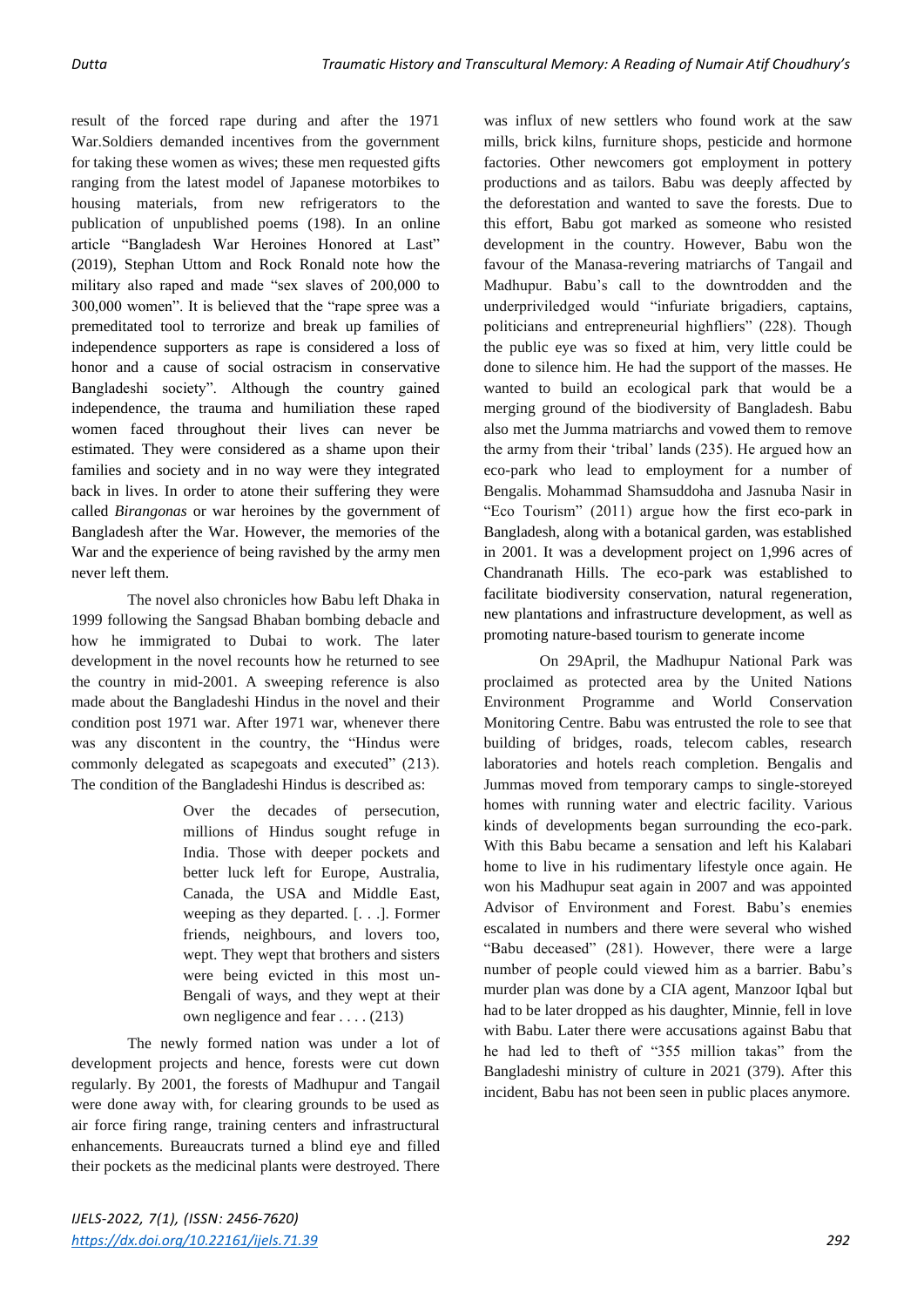result of the forced rape during and after the 1971 War.Soldiers demanded incentives from the government for taking these women as wives; these men requested gifts ranging from the latest model of Japanese motorbikes to housing materials, from new refrigerators to the publication of unpublished poems (198). In an online article "Bangladesh War Heroines Honored at Last" (2019), Stephan Uttom and Rock Ronald note how the military also raped and made "sex slaves of 200,000 to 300,000 women". It is believed that the "rape spree was a premeditated tool to terrorize and break up families of independence supporters as rape is considered a loss of honor and a cause of social ostracism in conservative Bangladeshi society". Although the country gained independence, the trauma and humiliation these raped women faced throughout their lives can never be estimated. They were considered as a shame upon their families and society and in no way were they integrated back in lives. In order to atone their suffering they were called *Birangonas* or war heroines by the government of Bangladesh after the War. However, the memories of the War and the experience of being ravished by the army men never left them.

The novel also chronicles how Babu left Dhaka in 1999 following the Sangsad Bhaban bombing debacle and how he immigrated to Dubai to work. The later development in the novel recounts how he returned to see the country in mid-2001. A sweeping reference is also made about the Bangladeshi Hindus in the novel and their condition post 1971 war. After 1971 war, whenever there was any discontent in the country, the "Hindus were commonly delegated as scapegoats and executed" (213). The condition of the Bangladeshi Hindus is described as:

> Over the decades of persecution, millions of Hindus sought refuge in India. Those with deeper pockets and better luck left for Europe, Australia, Canada, the USA and Middle East, weeping as they departed. [. . .]. Former friends, neighbours, and lovers too, wept. They wept that brothers and sisters were being evicted in this most un-Bengali of ways, and they wept at their own negligence and fear . . . . (213)

The newly formed nation was under a lot of development projects and hence, forests were cut down regularly. By 2001, the forests of Madhupur and Tangail were done away with, for clearing grounds to be used as air force firing range, training centers and infrastructural enhancements. Bureaucrats turned a blind eye and filled their pockets as the medicinal plants were destroyed. There was influx of new settlers who found work at the saw mills, brick kilns, furniture shops, pesticide and hormone factories. Other newcomers got employment in pottery productions and as tailors. Babu was deeply affected by the deforestation and wanted to save the forests. Due to this effort, Babu got marked as someone who resisted development in the country. However, Babu won the favour of the Manasa-revering matriarchs of Tangail and Madhupur. Babu's call to the downtrodden and the underpriviledged would "infuriate brigadiers, captains, politicians and entrepreneurial highfliers" (228). Though the public eye was so fixed at him, very little could be done to silence him. He had the support of the masses. He wanted to build an ecological park that would be a merging ground of the biodiversity of Bangladesh. Babu also met the Jumma matriarchs and vowed them to remove the army from their 'tribal' lands (235). He argued how an eco-park who lead to employment for a number of Bengalis. Mohammad Shamsuddoha and Jasnuba Nasir in "Eco Tourism" (2011) argue how the first eco-park in Bangladesh, along with a botanical garden, was established in 2001. It was a development project on 1,996 acres of Chandranath Hills. The eco-park was established to facilitate biodiversity conservation, natural regeneration, new plantations and infrastructure development, as well as promoting nature-based tourism to generate income

On 29April, the Madhupur National Park was proclaimed as protected area by the United Nations Environment Programme and World Conservation Monitoring Centre. Babu was entrusted the role to see that building of bridges, roads, telecom cables, research laboratories and hotels reach completion. Bengalis and Jummas moved from temporary camps to single-storeyed homes with running water and electric facility. Various kinds of developments began surrounding the eco-park. With this Babu became a sensation and left his Kalabari home to live in his rudimentary lifestyle once again. He won his Madhupur seat again in 2007 and was appointed Advisor of Environment and Forest. Babu's enemies escalated in numbers and there were several who wished "Babu deceased" (281). However, there were a large number of people could viewed him as a barrier. Babu's murder plan was done by a CIA agent, Manzoor Iqbal but had to be later dropped as his daughter, Minnie, fell in love with Babu. Later there were accusations against Babu that he had led to theft of "355 million takas" from the Bangladeshi ministry of culture in 2021 (379). After this incident, Babu has not been seen in public places anymore.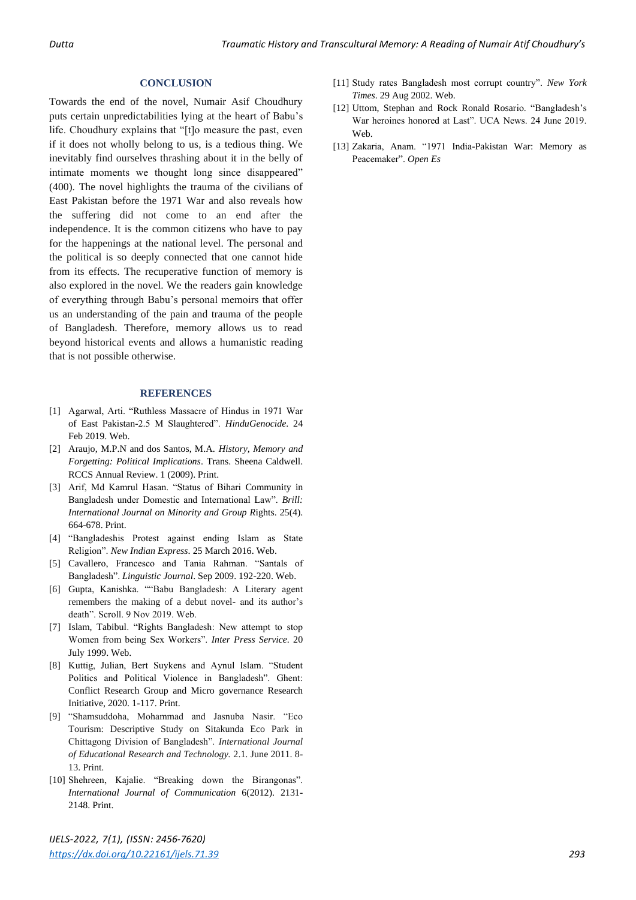## CONCLUSION

Towards the end of the novel, Numair Asif Choudhury puts certain unpredictabilities lying at the heart of Babu's life. Choudhury explains that "[t]o measure the past, even if it does not wholly belong to us, is a tedious thing. We inevitably find ourselves thrashing about it in the belly of intimate moments we thought long since disappeared" (400). The novel highlights the trauma of the civilians of East Pakistan before the 1971 War and also reveals how the suffering did not come to an end after the independence. It is the common citizens who have to pay for the happenings at the national level. The personal and the political is so deeply connected that one cannot hide from its effects. The recuperative function of memory is also explored in the novel. We the readers gain knowledge of everything through Babu's personal memoirs that offer us an understanding of the pain and trauma of the people of Bangladesh. Therefore, memory allows us to read beyond historical events and allows a humanistic reading that is not possible otherwise.

## REFERENCES

[1] Agarwal, Arti. "Ruthless Massacre of Hindus in 1971 War of East Pakistan-2.5 M Slaughtered". *HinduGenocide.* 24 Feb 2019. Web.

[2] Araujo, M.P.N and dos Santos, M.A. *History, Memory and Forgetting: Political Implications*. Trans. Sheena Caldwell. RCCS Annual Review. 1 (2009). Print.

[3] Arif, Md Kamrul Hasan. "Status of Bihari Community in Bangladesh under Domestic and International Law". *Brill: International Journal on Minority and Group R*ights. 25(4). 664-678. Print.

[4] "Bangladeshis Protest against ending Islam as State Religion". *New Indian Express*. 25 March 2016. Web.

[5] Cavallero, Francesco and Tania Rahman. "Santals of Bangladesh". *Linguistic Journal*. Sep 2009. 192-220. Web.

[6] Gupta, Kanishka. ""Babu Bangladesh: A Literary agent remembers the making of a debut novel- and its author's death". Scroll. 9 Nov 2019. Web.

[7] Islam, Tabibul. "Rights Bangladesh: New attempt to stop Women from being Sex Workers". *Inter Press Service.* 20 July 1999. Web.

[8] Kuttig, Julian, Bert Suykens and Aynul Islam. "Student Politics and Political Violence in Bangladesh". Ghent: Conflict Research Group and Micro governance Research Initiative, 2020. 1-117. Print.

[9] "Shamsuddoha, Mohammad and Jasnuba Nasir. "Eco Tourism: Descriptive Study on Sitakunda Eco Park in Chittagong Division of Bangladesh". *International Journal of Educational Research and Technology.* 2.1. June 2011. 8-13. Print.

[10] Shehreen, Kajalie. "Breaking down the Birangonas". *International Journal of Communication* 6(2012). 2131-2148. Print.

[11] Study rates Bangladesh most corrupt country". *New York Times*. 29 Aug 2002. Web.

[12] Uttom, Stephan and Rock Ronald Rosario. "Bangladesh's War heroines honored at Last". UCA News. 24 June 2019. Web.

[13] Zakaria, Anam. "1971 India-Pakistan War: Memory as Peacemaker". *Open Es*